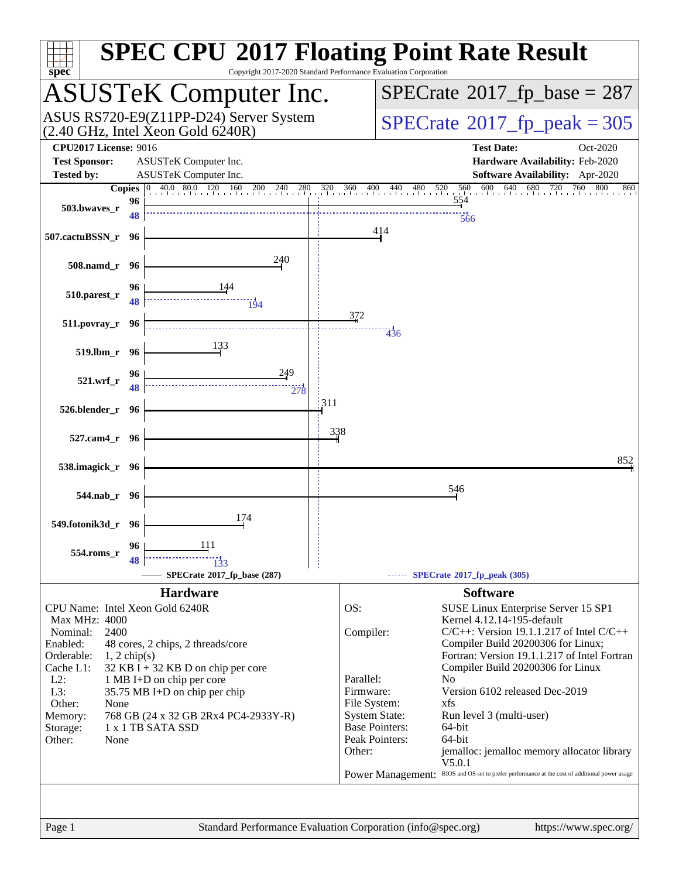# SPEC CPU 2017 Floating Point Rate Result

Copyright 2017-2020 Standard Performance Evaluation Corporation

## ASUSTeK Computer Inc.

ASUS RS720-E9(Z11PP-D24) Server System
(2.40 GHz, Intel Xeon Gold 6240R)

**SPECrate 2017_fp_base = 287**

**SPECrate 2017_fp_peak = 305**

| | | | |
|---|---|---|---|
| **CPU2017 License:** | 9016 | **Test Date:** | Oct-2020 |
| **Test Sponsor:** | ASUSTeK Computer Inc. | **Hardware Availability:** | Feb-2020 |
| **Tested by:** | ASUSTeK Computer Inc. | **Software Availability:** | Apr-2020 |

| Benchmark | Copies | Base | Peak Copies | Peak |
|---|---|---|---|---|
| 503.bwaves_r | 96 | 554 | 48 | 566 |
| 507.cactuBSSN_r | 96 | 414 | | |
| 508.namd_r | 96 | 240 | | |
| 510.parest_r | 96 | 144 | 48 | 194 |
| 511.povray_r | 96 | 372 | 96 | 436 |
| 519.lbm_r | 96 | 133 | | |
| 521.wrf_r | 96 | 249 | 48 | 278 |
| 526.blender_r | 96 | 311 | | |
| 527.cam4_r | 96 | 338 | | |
| 538.imagick_r | 96 | 852 | | |
| 544.nab_r | 96 | 546 | | |
| 549.fotonik3d_r | 96 | 174 | | |
| 554.roms_r | 96 | 111 | 48 | 133 |

SPECrate 2017_fp_base (287) ------ SPECrate 2017_fp_peak (305)

### Hardware

| | |
|---|---|
| CPU Name: | Intel Xeon Gold 6240R |
| Max MHz: | 4000 |
| Nominal: | 2400 |
| Enabled: | 48 cores, 2 chips, 2 threads/core |
| Orderable: | 1, 2 chip(s) |
| Cache L1: | 32 KB I + 32 KB D on chip per core |
| L2: | 1 MB I+D on chip per core |
| L3: | 35.75 MB I+D on chip per chip |
| Other: | None |
| Memory: | 768 GB (24 x 32 GB 2Rx4 PC4-2933Y-R) |
| Storage: | 1 x 1 TB SATA SSD |
| Other: | None |

### Software

| | |
|---|---|
| OS: | SUSE Linux Enterprise Server 15 SP1<br>Kernel 4.12.14-195-default |
| Compiler: | C/C++: Version 19.1.1.217 of Intel C/C++ Compiler Build 20200306 for Linux;<br>Fortran: Version 19.1.1.217 of Intel Fortran Compiler Build 20200306 for Linux |
| Parallel: | No |
| Firmware: | Version 6102 released Dec-2019 |
| File System: | xfs |
| System State: | Run level 3 (multi-user) |
| Base Pointers: | 64-bit |
| Peak Pointers: | 64-bit |
| Other: | jemalloc: jemalloc memory allocator library V5.0.1 |
| Power Management: | BIOS and OS set to prefer performance at the cost of additional power usage |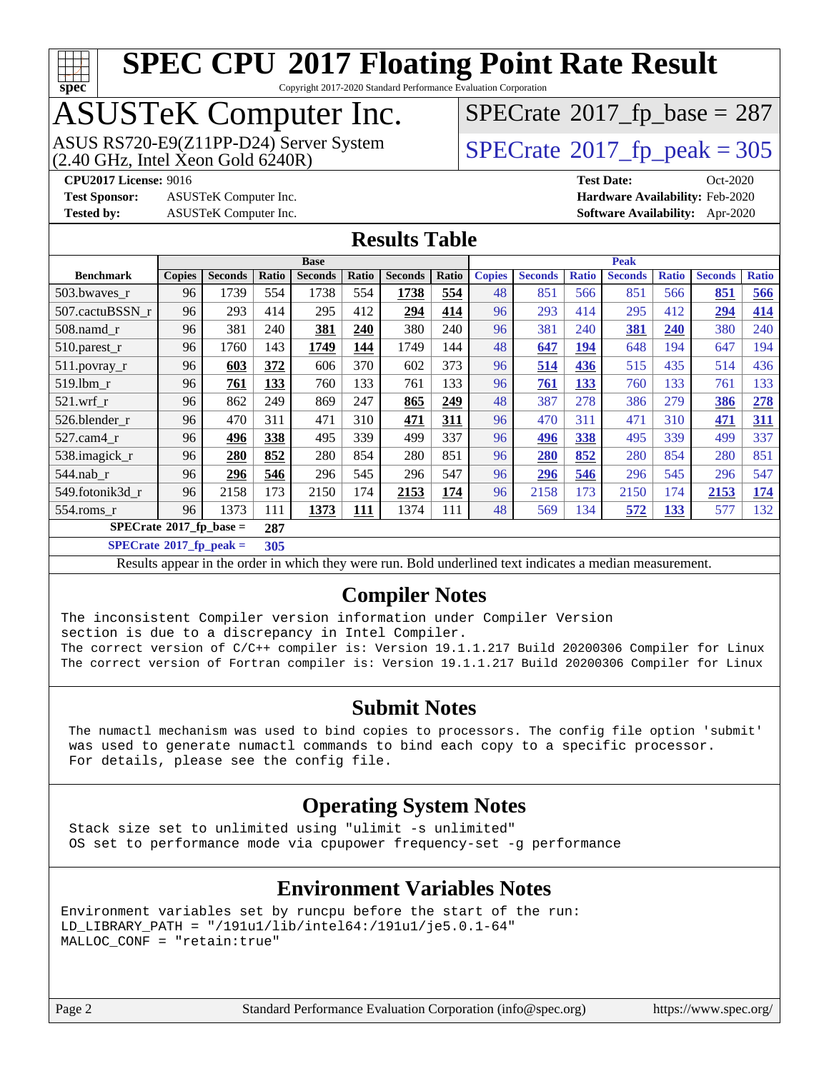# SPEC CPU 2017 Floating Point Rate Result

Copyright 2017-2020 Standard Performance Evaluation Corporation

## ASUSTeK Computer Inc.

ASUS RS720-E9(Z11PP-D24) Server System
(2.40 GHz, Intel Xeon Gold 6240R)

SPECrate 2017_fp_base = 287

SPECrate 2017_fp_peak = 305

**CPU2017 License:** 9016
**Test Sponsor:** ASUSTeK Computer Inc.
**Tested by:** ASUSTeK Computer Inc.

**Test Date:** Oct-2020
**Hardware Availability:** Feb-2020
**Software Availability:** Apr-2020

## Results Table

| Benchmark | Base | | | | | | | Peak | | | | | | |
|---|---|---|---|---|---|---|---|---|---|---|---|---|---|---|
| | Copies | Seconds | Ratio | Seconds | Ratio | Seconds | Ratio | Copies | Seconds | Ratio | Seconds | Ratio | Seconds | Ratio |
| 503.bwaves_r | 96 | 1739 | 554 | 1738 | 554 | **1738** | **554** | 48 | 851 | 566 | 851 | 566 | **851** | **566** |
| 507.cactuBSSN_r | 96 | 293 | 414 | 295 | 412 | **294** | **414** | 96 | 293 | 414 | 295 | 412 | **294** | **414** |
| 508.namd_r | 96 | 381 | 240 | **381** | **240** | 380 | 240 | 96 | 381 | 240 | **381** | **240** | 380 | 240 |
| 510.parest_r | 96 | 1760 | 143 | **1749** | **144** | 1749 | 144 | 48 | **647** | **194** | 648 | 194 | 647 | 194 |
| 511.povray_r | 96 | **603** | **372** | 606 | 370 | 602 | 373 | 96 | **514** | **436** | 515 | 435 | 514 | 436 |
| 519.lbm_r | 96 | **761** | **133** | 760 | 133 | 761 | 133 | 96 | **761** | **133** | 760 | 133 | 761 | 133 |
| 521.wrf_r | 96 | 862 | 249 | 869 | 247 | **865** | **249** | 48 | 387 | 278 | 386 | 279 | **386** | **278** |
| 526.blender_r | 96 | 470 | 311 | 471 | 310 | **471** | **311** | 96 | 470 | 311 | 471 | 310 | **471** | **311** |
| 527.cam4_r | 96 | **496** | **338** | 495 | 339 | 499 | 337 | 96 | **496** | **338** | 495 | 339 | 499 | 337 |
| 538.imagick_r | 96 | **280** | **852** | 280 | 854 | 280 | 851 | 96 | **280** | **852** | 280 | 854 | 280 | 851 |
| 544.nab_r | 96 | **296** | **546** | 296 | 545 | 296 | 547 | 96 | **296** | **546** | 296 | 545 | 296 | 547 |
| 549.fotonik3d_r | 96 | 2158 | 173 | 2150 | 174 | **2153** | **174** | 96 | 2158 | 173 | 2150 | 174 | **2153** | **174** |
| 554.roms_r | 96 | 1373 | 111 | **1373** | **111** | 1374 | 111 | 48 | 569 | 134 | **572** | **133** | 577 | 132 |

**SPECrate 2017_fp_base = 287**

**SPECrate 2017_fp_peak = 305**

Results appear in the order in which they were run. Bold underlined text indicates a median measurement.

## Compiler Notes

```
The inconsistent Compiler version information under Compiler Version
section is due to a discrepancy in Intel Compiler.
The correct version of C/C++ compiler is: Version 19.1.1.217 Build 20200306 Compiler for Linux
The correct version of Fortran compiler is: Version 19.1.1.217 Build 20200306 Compiler for Linux
```

## Submit Notes

```
The numactl mechanism was used to bind copies to processors. The config file option 'submit'
was used to generate numactl commands to bind each copy to a specific processor.
For details, please see the config file.
```

## Operating System Notes

```
Stack size set to unlimited using "ulimit -s unlimited"
OS set to performance mode via cpupower frequency-set -g performance
```

## Environment Variables Notes

```
Environment variables set by runcpu before the start of the run:
LD_LIBRARY_PATH = "/191u1/lib/intel64:/191u1/je5.0.1-64"
MALLOC_CONF = "retain:true"
```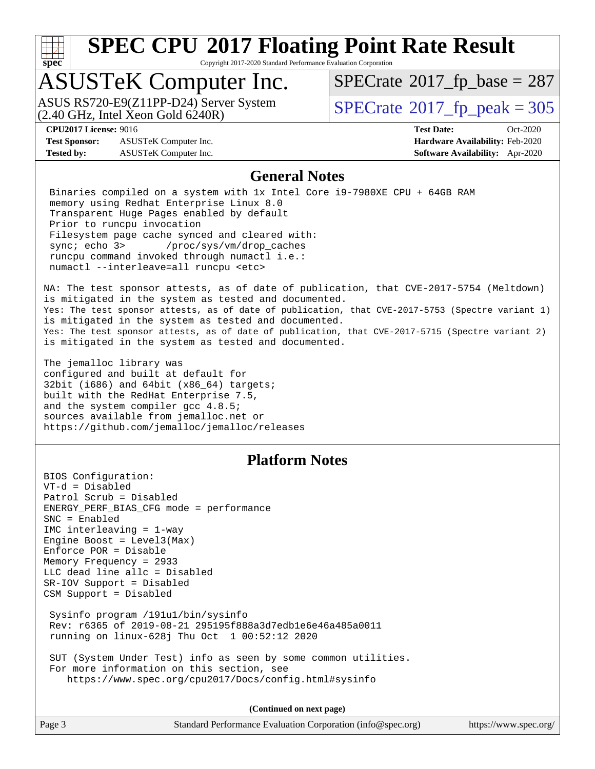# SPEC CPU 2017 Floating Point Rate Result

Copyright 2017-2020 Standard Performance Evaluation Corporation

## ASUSTeK Computer Inc.

ASUS RS720-E9(Z11PP-D24) Server System
(2.40 GHz, Intel Xeon Gold 6240R)

SPECrate 2017_fp_base = 287

SPECrate 2017_fp_peak = 305

**CPU2017 License:** 9016
**Test Sponsor:** ASUSTeK Computer Inc.
**Tested by:** ASUSTeK Computer Inc.

**Test Date:** Oct-2020
**Hardware Availability:** Feb-2020
**Software Availability:** Apr-2020

## General Notes

```
 Binaries compiled on a system with 1x Intel Core i9-7980XE CPU + 64GB RAM
 memory using Redhat Enterprise Linux 8.0
 Transparent Huge Pages enabled by default
 Prior to runcpu invocation
 Filesystem page cache synced and cleared with:
 sync; echo 3>       /proc/sys/vm/drop_caches
 runcpu command invoked through numactl i.e.:
 numactl --interleave=all runcpu <etc>

NA: The test sponsor attests, as of date of publication, that CVE-2017-5754 (Meltdown)
is mitigated in the system as tested and documented.
Yes: The test sponsor attests, as of date of publication, that CVE-2017-5753 (Spectre variant 1)
is mitigated in the system as tested and documented.
Yes: The test sponsor attests, as of date of publication, that CVE-2017-5715 (Spectre variant 2)
is mitigated in the system as tested and documented.

The jemalloc library was
configured and built at default for
32bit (i686) and 64bit (x86_64) targets;
built with the RedHat Enterprise 7.5,
and the system compiler gcc 4.8.5;
sources available from jemalloc.net or
https://github.com/jemalloc/jemalloc/releases
```

## Platform Notes

```
BIOS Configuration:
VT-d = Disabled
Patrol Scrub = Disabled
ENERGY_PERF_BIAS_CFG mode = performance
SNC = Enabled
IMC interleaving = 1-way
Engine Boost = Level3(Max)
Enforce POR = Disable
Memory Frequency = 2933
LLC dead line allc = Disabled
SR-IOV Support = Disabled
CSM Support = Disabled

 Sysinfo program /191u1/bin/sysinfo
 Rev: r6365 of 2019-08-21 295195f888a3d7edb1e6e46a485a0011
 running on linux-628j Thu Oct  1 00:52:12 2020

 SUT (System Under Test) info as seen by some common utilities.
 For more information on this section, see
    https://www.spec.org/cpu2017/Docs/config.html#sysinfo
```

**(Continued on next page)**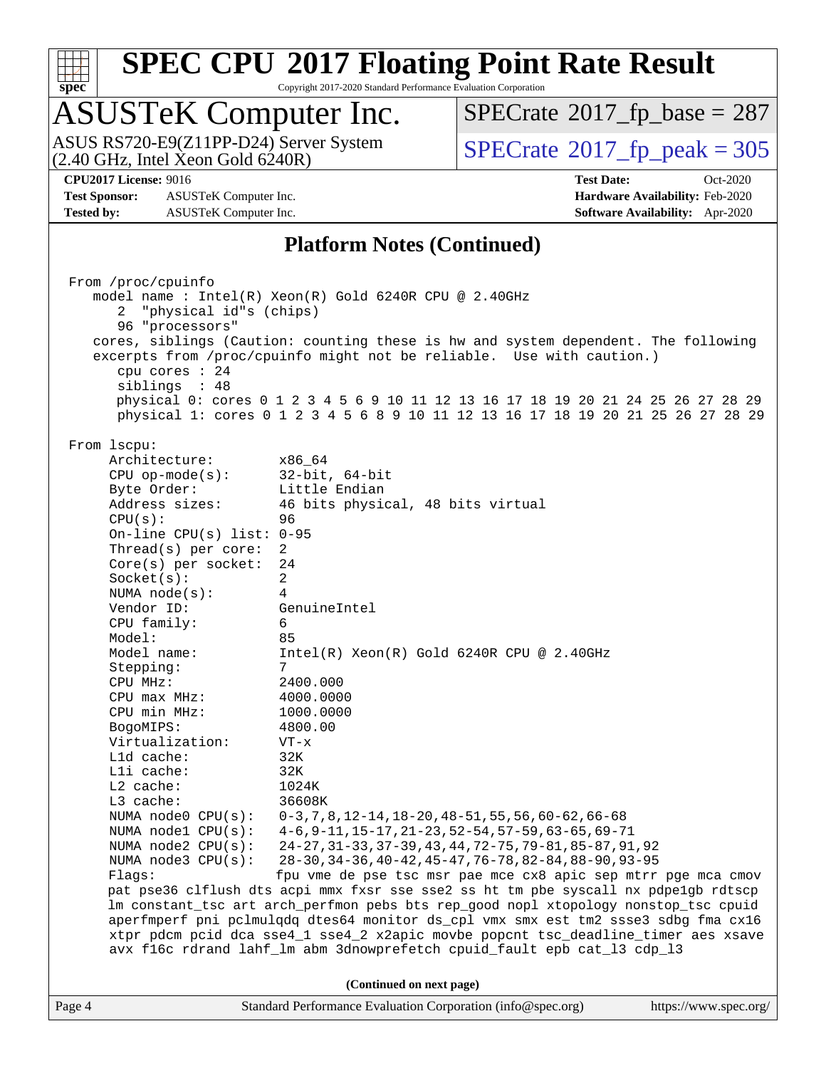# SPEC CPU 2017 Floating Point Rate Result

Copyright 2017-2020 Standard Performance Evaluation Corporation

## ASUSTeK Computer Inc.

ASUS RS720-E9(Z11PP-D24) Server System
(2.40 GHz, Intel Xeon Gold 6240R)

SPECrate 2017_fp_base = 287

SPECrate 2017_fp_peak = 305

**CPU2017 License:** 9016
**Test Sponsor:** ASUSTeK Computer Inc.
**Tested by:** ASUSTeK Computer Inc.

**Test Date:** Oct-2020
**Hardware Availability:** Feb-2020
**Software Availability:** Apr-2020

### Platform Notes (Continued)

```
From /proc/cpuinfo
   model name : Intel(R) Xeon(R) Gold 6240R CPU @ 2.40GHz
      2  "physical id"s (chips)
      96 "processors"
   cores, siblings (Caution: counting these is hw and system dependent. The following
   excerpts from /proc/cpuinfo might not be reliable.  Use with caution.)
      cpu cores : 24
      siblings  : 48
      physical 0: cores 0 1 2 3 4 5 6 9 10 11 12 13 16 17 18 19 20 21 24 25 26 27 28 29
      physical 1: cores 0 1 2 3 4 5 6 8 9 10 11 12 13 16 17 18 19 20 21 25 26 27 28 29

From lscpu:
     Architecture:          x86_64
     CPU op-mode(s):        32-bit, 64-bit
     Byte Order:            Little Endian
     Address sizes:         46 bits physical, 48 bits virtual
     CPU(s):                96
     On-line CPU(s) list:   0-95
     Thread(s) per core:    2
     Core(s) per socket:    24
     Socket(s):             2
     NUMA node(s):          4
     Vendor ID:             GenuineIntel
     CPU family:            6
     Model:                 85
     Model name:            Intel(R) Xeon(R) Gold 6240R CPU @ 2.40GHz
     Stepping:              7
     CPU MHz:               2400.000
     CPU max MHz:           4000.0000
     CPU min MHz:           1000.0000
     BogoMIPS:              4800.00
     Virtualization:        VT-x
     L1d cache:             32K
     L1i cache:             32K
     L2 cache:              1024K
     L3 cache:              36608K
     NUMA node0 CPU(s):     0-3,7,8,12-14,18-20,48-51,55,56,60-62,66-68
     NUMA node1 CPU(s):     4-6,9-11,15-17,21-23,52-54,57-59,63-65,69-71
     NUMA node2 CPU(s):     24-27,31-33,37-39,43,44,72-75,79-81,85-87,91,92
     NUMA node3 CPU(s):     28-30,34-36,40-42,45-47,76-78,82-84,88-90,93-95
     Flags:                 fpu vme de pse tsc msr pae mce cx8 apic sep mtrr pge mca cmov
     pat pse36 clflush dts acpi mmx fxsr sse sse2 ss ht tm pbe syscall nx pdpe1gb rdtscp
     lm constant_tsc art arch_perfmon pebs bts rep_good nopl xtopology nonstop_tsc cpuid
     aperfmperf pni pclmulqdq dtes64 monitor ds_cpl vmx smx est tm2 ssse3 sdbg fma cx16
     xtpr pdcm pcid dca sse4_1 sse4_2 x2apic movbe popcnt tsc_deadline_timer aes xsave
     avx f16c rdrand lahf_lm abm 3dnowprefetch cpuid_fault epb cat_l3 cdp_l3
```

(Continued on next page)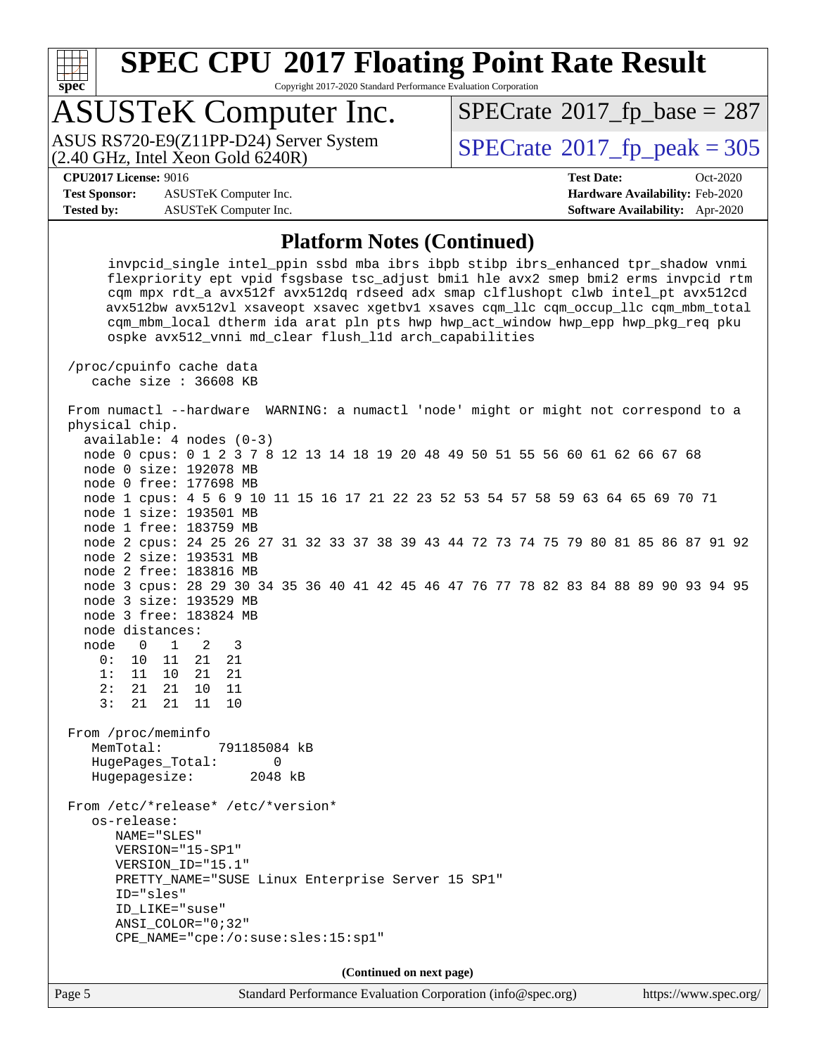# SPEC CPU 2017 Floating Point Rate Result

Copyright 2017-2020 Standard Performance Evaluation Corporation

## ASUSTeK Computer Inc.

ASUS RS720-E9(Z11PP-D24) Server System
(2.40 GHz, Intel Xeon Gold 6240R)

SPECrate 2017_fp_base = 287

SPECrate 2017_fp_peak = 305

**CPU2017 License:** 9016
**Test Sponsor:** ASUSTeK Computer Inc.
**Tested by:** ASUSTeK Computer Inc.

**Test Date:** Oct-2020
**Hardware Availability:** Feb-2020
**Software Availability:** Apr-2020

### Platform Notes (Continued)

```
     invpcid_single intel_ppin ssbd mba ibrs ibpb stibp ibrs_enhanced tpr_shadow vnmi
     flexpriority ept vpid fsgsbase tsc_adjust bmi1 hle avx2 smep bmi2 erms invpcid rtm
     cqm mpx rdt_a avx512f avx512dq rdseed adx smap clflushopt clwb intel_pt avx512cd
     avx512bw avx512vl xsaveopt xsavec xgetbv1 xsaves cqm_llc cqm_occup_llc cqm_mbm_total
     cqm_mbm_local dtherm ida arat pln pts hwp hwp_act_window hwp_epp hwp_pkg_req pku
     ospke avx512_vnni md_clear flush_l1d arch_capabilities

 /proc/cpuinfo cache data
    cache size : 36608 KB

 From numactl --hardware  WARNING: a numactl 'node' might or might not correspond to a
 physical chip.
   available: 4 nodes (0-3)
   node 0 cpus: 0 1 2 3 7 8 12 13 14 18 19 20 48 49 50 51 55 56 60 61 62 66 67 68
   node 0 size: 192078 MB
   node 0 free: 177698 MB
   node 1 cpus: 4 5 6 9 10 11 15 16 17 21 22 23 52 53 54 57 58 59 63 64 65 69 70 71
   node 1 size: 193501 MB
   node 1 free: 183759 MB
   node 2 cpus: 24 25 26 27 31 32 33 37 38 39 43 44 72 73 74 75 79 80 81 85 86 87 91 92
   node 2 size: 193531 MB
   node 2 free: 183816 MB
   node 3 cpus: 28 29 30 34 35 36 40 41 42 45 46 47 76 77 78 82 83 84 88 89 90 93 94 95
   node 3 size: 193529 MB
   node 3 free: 183824 MB
   node distances:
   node   0   1   2   3
     0:  10  11  21  21
     1:  11  10  21  21
     2:  21  21  10  11
     3:  21  21  11  10

 From /proc/meminfo
    MemTotal:       791185084 kB
    HugePages_Total:       0
    Hugepagesize:       2048 kB

 From /etc/*release* /etc/*version*
    os-release:
       NAME="SLES"
       VERSION="15-SP1"
       VERSION_ID="15.1"
       PRETTY_NAME="SUSE Linux Enterprise Server 15 SP1"
       ID="sles"
       ID_LIKE="suse"
       ANSI_COLOR="0;32"
       CPE_NAME="cpe:/o:suse:sles:15:sp1"
```

**(Continued on next page)**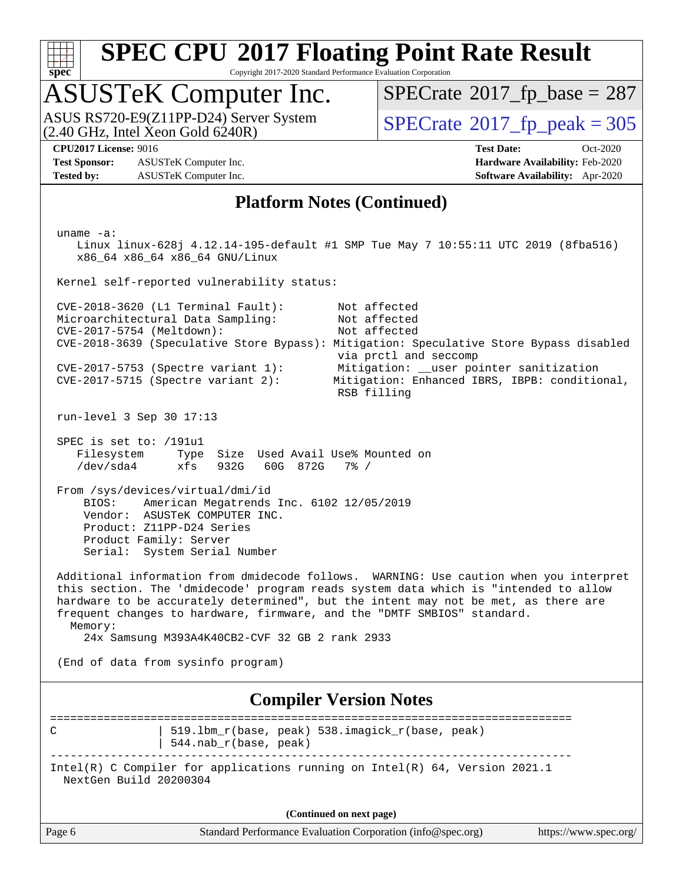# SPEC CPU 2017 Floating Point Rate Result

Copyright 2017-2020 Standard Performance Evaluation Corporation

## ASUSTeK Computer Inc.

ASUS RS720-E9(Z11PP-D24) Server System
(2.40 GHz, Intel Xeon Gold 6240R)

SPECrate 2017_fp_base = 287

SPECrate 2017_fp_peak = 305

**CPU2017 License:** 9016
**Test Sponsor:** ASUSTeK Computer Inc.
**Tested by:** ASUSTeK Computer Inc.

**Test Date:** Oct-2020
**Hardware Availability:** Feb-2020
**Software Availability:** Apr-2020

## Platform Notes (Continued)

```
 uname -a:
    Linux linux-628j 4.12.14-195-default #1 SMP Tue May 7 10:55:11 UTC 2019 (8fba516)
    x86_64 x86_64 x86_64 GNU/Linux

 Kernel self-reported vulnerability status:

 CVE-2018-3620 (L1 Terminal Fault):        Not affected
 Microarchitectural Data Sampling:         Not affected
 CVE-2017-5754 (Meltdown):                 Not affected
 CVE-2018-3639 (Speculative Store Bypass): Mitigation: Speculative Store Bypass disabled
                                           via prctl and seccomp
 CVE-2017-5753 (Spectre variant 1):        Mitigation: __user pointer sanitization
 CVE-2017-5715 (Spectre variant 2):        Mitigation: Enhanced IBRS, IBPB: conditional,
                                           RSB filling

 run-level 3 Sep 30 17:13

 SPEC is set to: /191u1
    Filesystem     Type  Size  Used Avail Use% Mounted on
    /dev/sda4      xfs   932G   60G  872G   7% /

 From /sys/devices/virtual/dmi/id
     BIOS:    American Megatrends Inc. 6102 12/05/2019
     Vendor:  ASUSTeK COMPUTER INC.
     Product: Z11PP-D24 Series
     Product Family: Server
     Serial:  System Serial Number

 Additional information from dmidecode follows.  WARNING: Use caution when you interpret
 this section. The 'dmidecode' program reads system data which is "intended to allow
 hardware to be accurately determined", but the intent may not be met, as there are
 frequent changes to hardware, firmware, and the "DMTF SMBIOS" standard.
   Memory:
     24x Samsung M393A4K40CB2-CVF 32 GB 2 rank 2933

 (End of data from sysinfo program)
```

## Compiler Version Notes

```
==============================================================================
C               | 519.lbm_r(base, peak) 538.imagick_r(base, peak)
                | 544.nab_r(base, peak)
------------------------------------------------------------------------------
Intel(R) C Compiler for applications running on Intel(R) 64, Version 2021.1
  NextGen Build 20200304
```

(Continued on next page)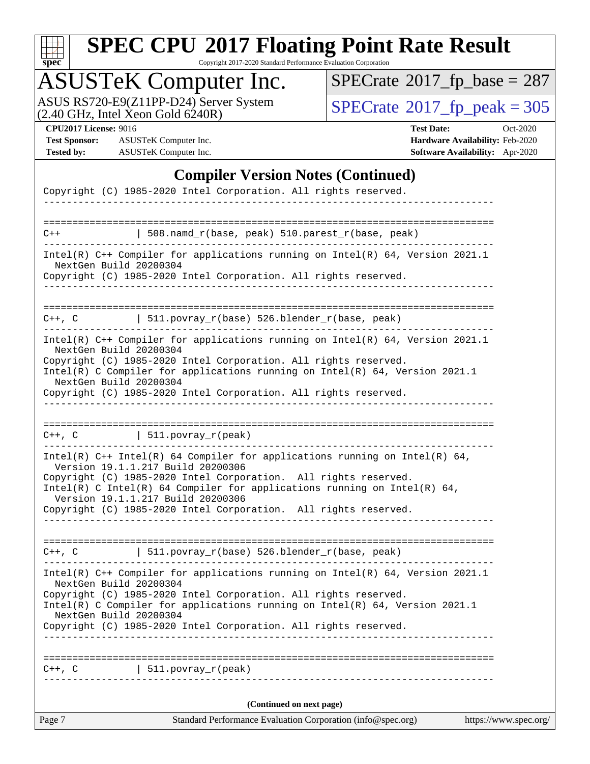## Compiler Version Notes (Continued)

```
Copyright (C) 1985-2020 Intel Corporation. All rights reserved.
------------------------------------------------------------------------------

==============================================================================
C++             | 508.namd_r(base, peak) 510.parest_r(base, peak)
------------------------------------------------------------------------------
Intel(R) C++ Compiler for applications running on Intel(R) 64, Version 2021.1
  NextGen Build 20200304
Copyright (C) 1985-2020 Intel Corporation. All rights reserved.
------------------------------------------------------------------------------

==============================================================================
C++, C          | 511.povray_r(base) 526.blender_r(base, peak)
------------------------------------------------------------------------------
Intel(R) C++ Compiler for applications running on Intel(R) 64, Version 2021.1
  NextGen Build 20200304
Copyright (C) 1985-2020 Intel Corporation. All rights reserved.
Intel(R) C Compiler for applications running on Intel(R) 64, Version 2021.1
  NextGen Build 20200304
Copyright (C) 1985-2020 Intel Corporation. All rights reserved.
------------------------------------------------------------------------------

==============================================================================
C++, C          | 511.povray_r(peak)
------------------------------------------------------------------------------
Intel(R) C++ Intel(R) 64 Compiler for applications running on Intel(R) 64,
  Version 19.1.1.217 Build 20200306
Copyright (C) 1985-2020 Intel Corporation.  All rights reserved.
Intel(R) C Intel(R) 64 Compiler for applications running on Intel(R) 64,
  Version 19.1.1.217 Build 20200306
Copyright (C) 1985-2020 Intel Corporation.  All rights reserved.
------------------------------------------------------------------------------

==============================================================================
C++, C          | 511.povray_r(base) 526.blender_r(base, peak)
------------------------------------------------------------------------------
Intel(R) C++ Compiler for applications running on Intel(R) 64, Version 2021.1
  NextGen Build 20200304
Copyright (C) 1985-2020 Intel Corporation. All rights reserved.
Intel(R) C Compiler for applications running on Intel(R) 64, Version 2021.1
  NextGen Build 20200304
Copyright (C) 1985-2020 Intel Corporation. All rights reserved.
------------------------------------------------------------------------------

==============================================================================
C++, C          | 511.povray_r(peak)
------------------------------------------------------------------------------
```

(Continued on next page)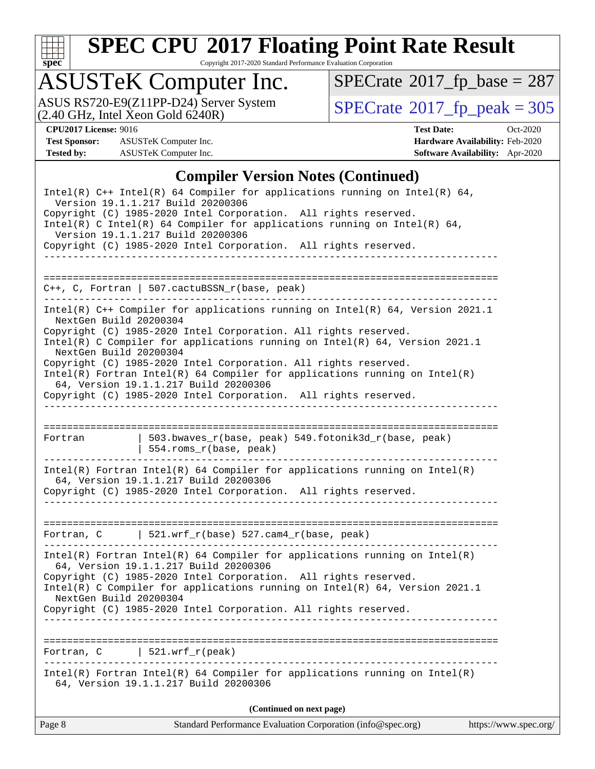## Compiler Version Notes (Continued)

```
Intel(R) C++ Intel(R) 64 Compiler for applications running on Intel(R) 64,
  Version 19.1.1.217 Build 20200306
Copyright (C) 1985-2020 Intel Corporation.  All rights reserved.
Intel(R) C Intel(R) 64 Compiler for applications running on Intel(R) 64,
  Version 19.1.1.217 Build 20200306
Copyright (C) 1985-2020 Intel Corporation.  All rights reserved.
------------------------------------------------------------------------------

==============================================================================
C++, C, Fortran | 507.cactuBSSN_r(base, peak)
------------------------------------------------------------------------------
Intel(R) C++ Compiler for applications running on Intel(R) 64, Version 2021.1
  NextGen Build 20200304
Copyright (C) 1985-2020 Intel Corporation. All rights reserved.
Intel(R) C Compiler for applications running on Intel(R) 64, Version 2021.1
  NextGen Build 20200304
Copyright (C) 1985-2020 Intel Corporation. All rights reserved.
Intel(R) Fortran Intel(R) 64 Compiler for applications running on Intel(R)
  64, Version 19.1.1.217 Build 20200306
Copyright (C) 1985-2020 Intel Corporation.  All rights reserved.
------------------------------------------------------------------------------

==============================================================================
Fortran         | 503.bwaves_r(base, peak) 549.fotonik3d_r(base, peak)
                | 554.roms_r(base, peak)
------------------------------------------------------------------------------
Intel(R) Fortran Intel(R) 64 Compiler for applications running on Intel(R)
  64, Version 19.1.1.217 Build 20200306
Copyright (C) 1985-2020 Intel Corporation.  All rights reserved.
------------------------------------------------------------------------------

==============================================================================
Fortran, C      | 521.wrf_r(base) 527.cam4_r(base, peak)
------------------------------------------------------------------------------
Intel(R) Fortran Intel(R) 64 Compiler for applications running on Intel(R)
  64, Version 19.1.1.217 Build 20200306
Copyright (C) 1985-2020 Intel Corporation.  All rights reserved.
Intel(R) C Compiler for applications running on Intel(R) 64, Version 2021.1
  NextGen Build 20200304
Copyright (C) 1985-2020 Intel Corporation. All rights reserved.
------------------------------------------------------------------------------

==============================================================================
Fortran, C      | 521.wrf_r(peak)
------------------------------------------------------------------------------
Intel(R) Fortran Intel(R) 64 Compiler for applications running on Intel(R)
  64, Version 19.1.1.217 Build 20200306
```

**(Continued on next page)**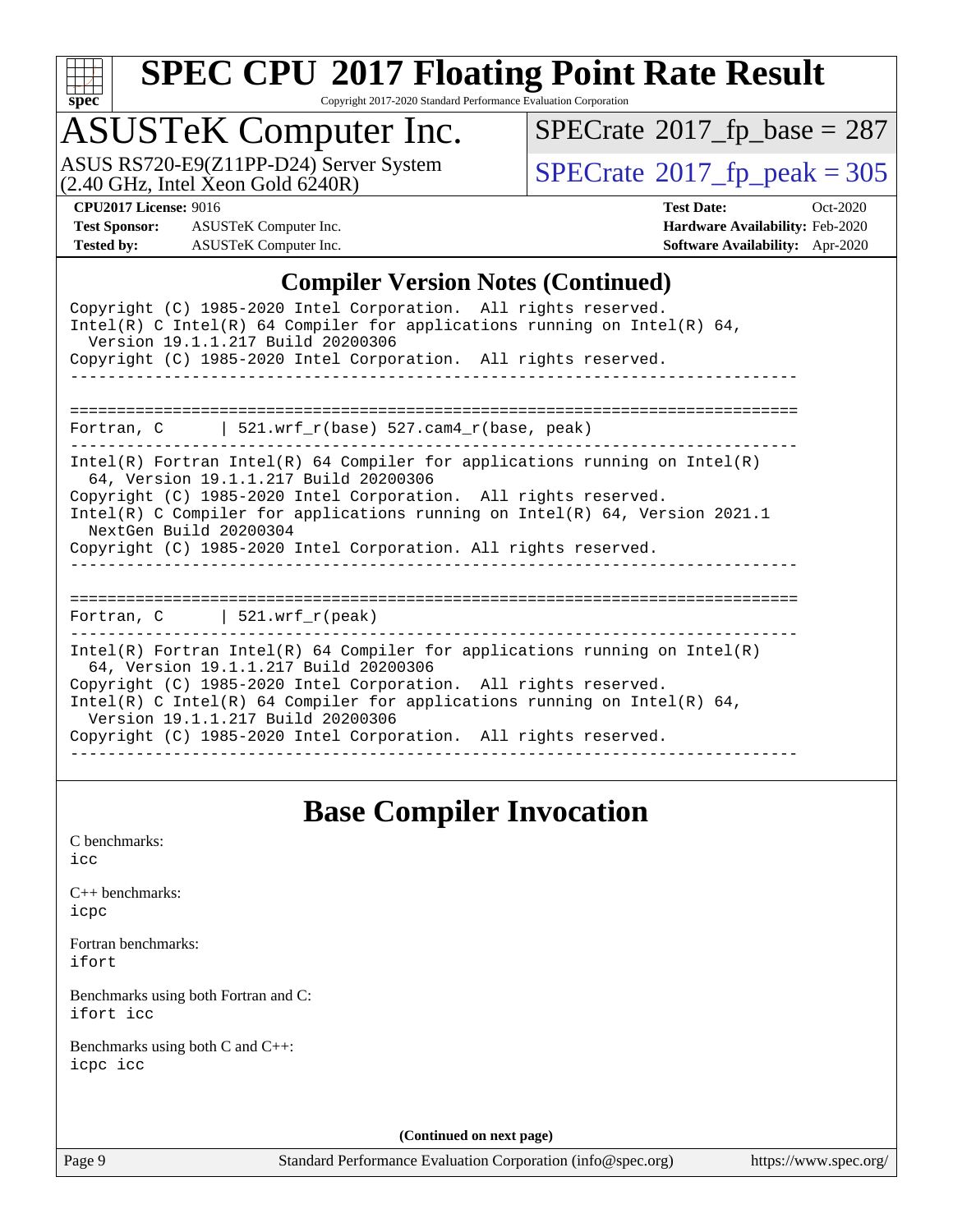## Compiler Version Notes (Continued)

```
Copyright (C) 1985-2020 Intel Corporation.  All rights reserved.
Intel(R) C Intel(R) 64 Compiler for applications running on Intel(R) 64,
  Version 19.1.1.217 Build 20200306
Copyright (C) 1985-2020 Intel Corporation.  All rights reserved.
------------------------------------------------------------------------------

==============================================================================
Fortran, C      | 521.wrf_r(base) 527.cam4_r(base, peak)
------------------------------------------------------------------------------
Intel(R) Fortran Intel(R) 64 Compiler for applications running on Intel(R)
  64, Version 19.1.1.217 Build 20200306
Copyright (C) 1985-2020 Intel Corporation.  All rights reserved.
Intel(R) C Compiler for applications running on Intel(R) 64, Version 2021.1
  NextGen Build 20200304
Copyright (C) 1985-2020 Intel Corporation. All rights reserved.
------------------------------------------------------------------------------

==============================================================================
Fortran, C      | 521.wrf_r(peak)
------------------------------------------------------------------------------
Intel(R) Fortran Intel(R) 64 Compiler for applications running on Intel(R)
  64, Version 19.1.1.217 Build 20200306
Copyright (C) 1985-2020 Intel Corporation.  All rights reserved.
Intel(R) C Intel(R) 64 Compiler for applications running on Intel(R) 64,
  Version 19.1.1.217 Build 20200306
Copyright (C) 1985-2020 Intel Corporation.  All rights reserved.
------------------------------------------------------------------------------
```

## Base Compiler Invocation

C benchmarks:
icc

C++ benchmarks:
icpc

Fortran benchmarks:
ifort

Benchmarks using both Fortran and C:
ifort icc

Benchmarks using both C and C++:
icpc icc

(Continued on next page)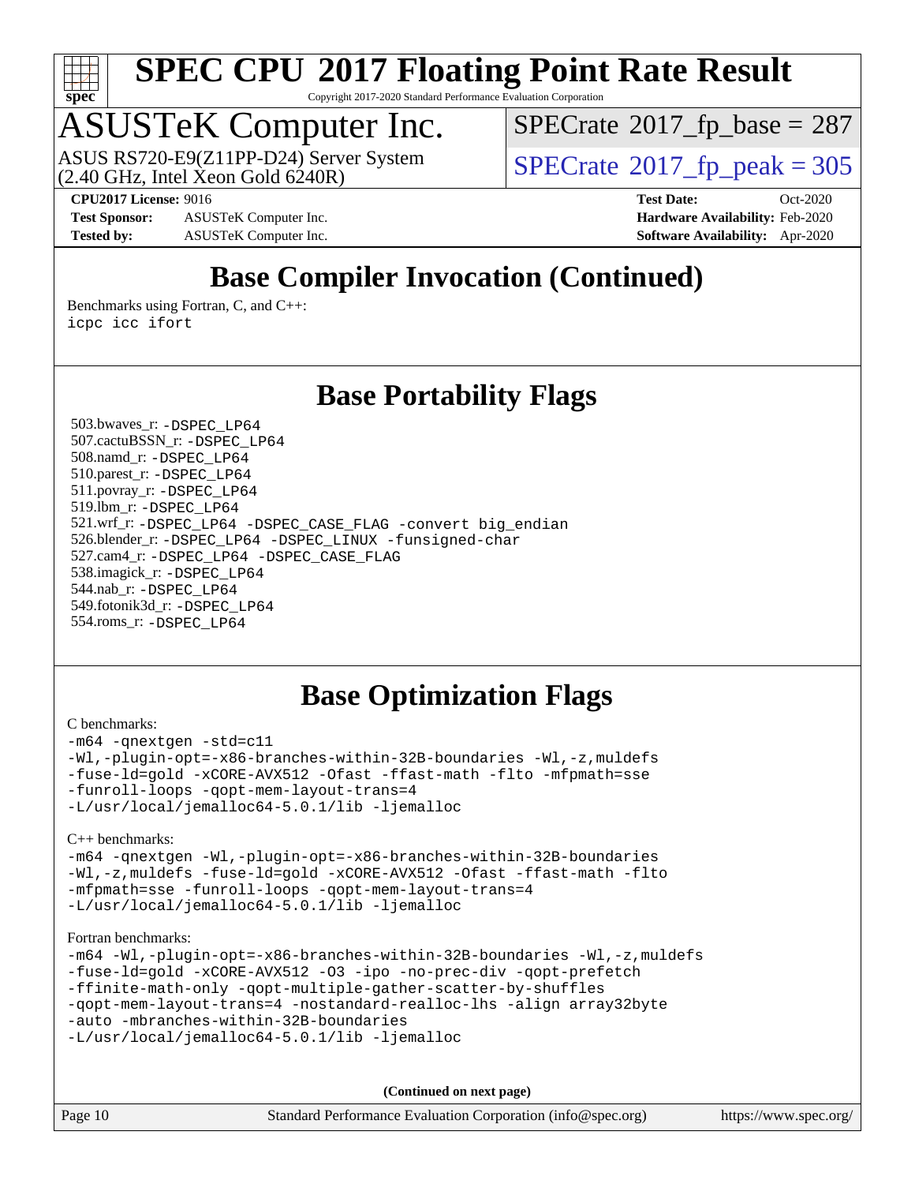# SPEC CPU 2017 Floating Point Rate Result

Copyright 2017-2020 Standard Performance Evaluation Corporation

## ASUSTeK Computer Inc.

ASUS RS720-E9(Z11PP-D24) Server System (2.40 GHz, Intel Xeon Gold 6240R)

SPECrate 2017_fp_base = 287

SPECrate 2017_fp_peak = 305

**CPU2017 License:** 9016
**Test Sponsor:** ASUSTeK Computer Inc.
**Tested by:** ASUSTeK Computer Inc.

**Test Date:** Oct-2020
**Hardware Availability:** Feb-2020
**Software Availability:** Apr-2020

## Base Compiler Invocation (Continued)

Benchmarks using Fortran, C, and C++:
```
icpc icc ifort
```

## Base Portability Flags

503.bwaves_r: -DSPEC_LP64
507.cactuBSSN_r: -DSPEC_LP64
508.namd_r: -DSPEC_LP64
510.parest_r: -DSPEC_LP64
511.povray_r: -DSPEC_LP64
519.lbm_r: -DSPEC_LP64
521.wrf_r: -DSPEC_LP64 -DSPEC_CASE_FLAG -convert big_endian
526.blender_r: -DSPEC_LP64 -DSPEC_LINUX -funsigned-char
527.cam4_r: -DSPEC_LP64 -DSPEC_CASE_FLAG
538.imagick_r: -DSPEC_LP64
544.nab_r: -DSPEC_LP64
549.fotonik3d_r: -DSPEC_LP64
554.roms_r: -DSPEC_LP64

## Base Optimization Flags

C benchmarks:
```
-m64 -qnextgen -std=c11
-Wl,-plugin-opt=-x86-branches-within-32B-boundaries -Wl,-z,muldefs
-fuse-ld=gold -xCORE-AVX512 -Ofast -ffast-math -flto -mfpmath=sse
-funroll-loops -qopt-mem-layout-trans=4
-L/usr/local/jemalloc64-5.0.1/lib -ljemalloc
```

C++ benchmarks:
```
-m64 -qnextgen -Wl,-plugin-opt=-x86-branches-within-32B-boundaries
-Wl,-z,muldefs -fuse-ld=gold -xCORE-AVX512 -Ofast -ffast-math -flto
-mfpmath=sse -funroll-loops -qopt-mem-layout-trans=4
-L/usr/local/jemalloc64-5.0.1/lib -ljemalloc
```

Fortran benchmarks:
```
-m64 -Wl,-plugin-opt=-x86-branches-within-32B-boundaries -Wl,-z,muldefs
-fuse-ld=gold -xCORE-AVX512 -O3 -ipo -no-prec-div -qopt-prefetch
-ffinite-math-only -qopt-multiple-gather-scatter-by-shuffles
-qopt-mem-layout-trans=4 -nostandard-realloc-lhs -align array32byte
-auto -mbranches-within-32B-boundaries
-L/usr/local/jemalloc64-5.0.1/lib -ljemalloc
```

**(Continued on next page)**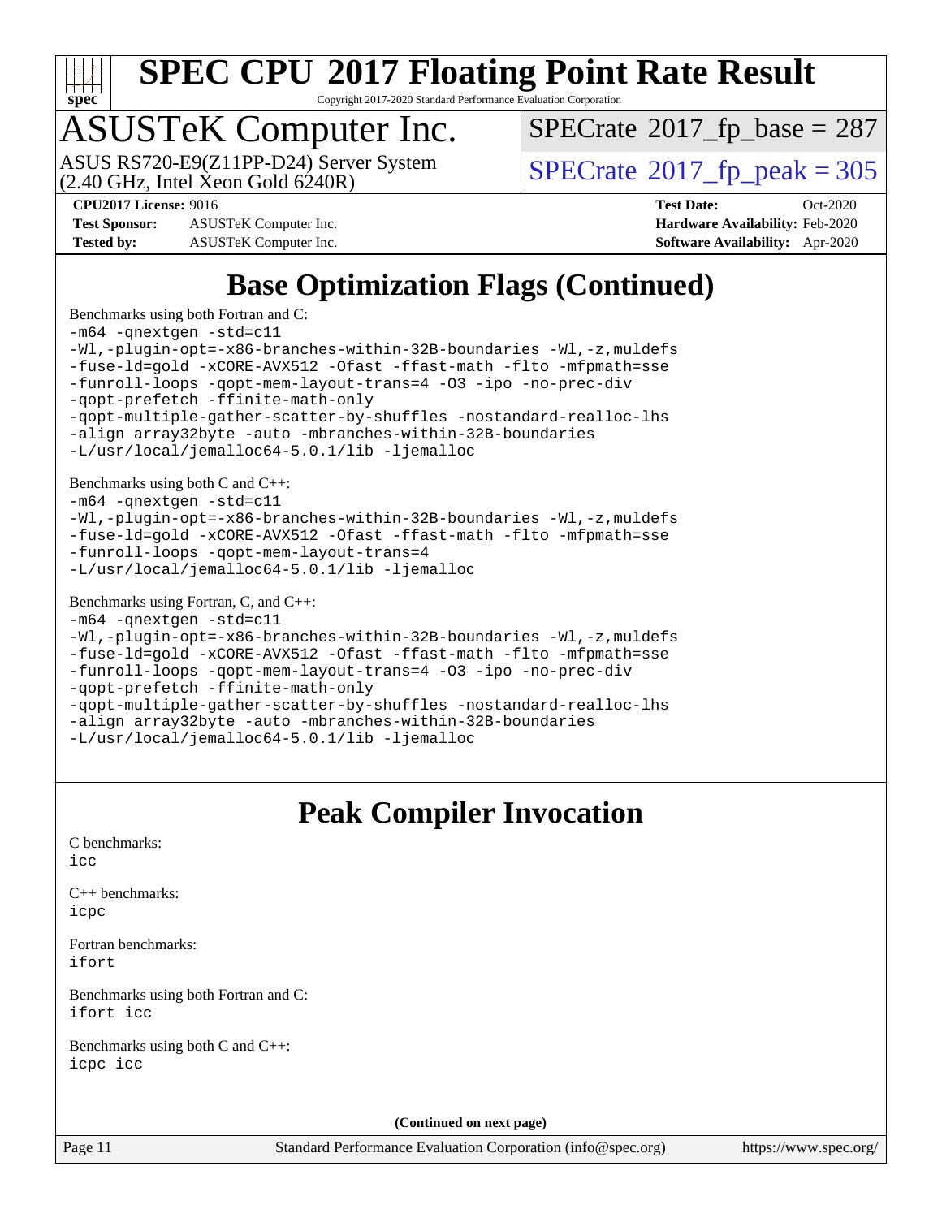# SPEC CPU 2017 Floating Point Rate Result

Copyright 2017-2020 Standard Performance Evaluation Corporation

## ASUSTeK Computer Inc.

ASUS RS720-E9(Z11PP-D24) Server System (2.40 GHz, Intel Xeon Gold 6240R)

SPECrate 2017_fp_base = 287

SPECrate 2017_fp_peak = 305

**CPU2017 License:** 9016
**Test Sponsor:** ASUSTeK Computer Inc.
**Tested by:** ASUSTeK Computer Inc.
**Test Date:** Oct-2020
**Hardware Availability:** Feb-2020
**Software Availability:** Apr-2020

## Base Optimization Flags (Continued)

Benchmarks using both Fortran and C:

```
-m64 -qnextgen -std=c11
-Wl,-plugin-opt=-x86-branches-within-32B-boundaries -Wl,-z,muldefs
-fuse-ld=gold -xCORE-AVX512 -Ofast -ffast-math -flto -mfpmath=sse
-funroll-loops -qopt-mem-layout-trans=4 -O3 -ipo -no-prec-div
-qopt-prefetch -ffinite-math-only
-qopt-multiple-gather-scatter-by-shuffles -nostandard-realloc-lhs
-align array32byte -auto -mbranches-within-32B-boundaries
-L/usr/local/jemalloc64-5.0.1/lib -ljemalloc
```

Benchmarks using both C and C++:

```
-m64 -qnextgen -std=c11
-Wl,-plugin-opt=-x86-branches-within-32B-boundaries -Wl,-z,muldefs
-fuse-ld=gold -xCORE-AVX512 -Ofast -ffast-math -flto -mfpmath=sse
-funroll-loops -qopt-mem-layout-trans=4
-L/usr/local/jemalloc64-5.0.1/lib -ljemalloc
```

Benchmarks using Fortran, C, and C++:

```
-m64 -qnextgen -std=c11
-Wl,-plugin-opt=-x86-branches-within-32B-boundaries -Wl,-z,muldefs
-fuse-ld=gold -xCORE-AVX512 -Ofast -ffast-math -flto -mfpmath=sse
-funroll-loops -qopt-mem-layout-trans=4 -O3 -ipo -no-prec-div
-qopt-prefetch -ffinite-math-only
-qopt-multiple-gather-scatter-by-shuffles -nostandard-realloc-lhs
-align array32byte -auto -mbranches-within-32B-boundaries
-L/usr/local/jemalloc64-5.0.1/lib -ljemalloc
```

## Peak Compiler Invocation

C benchmarks:

```
icc
```

C++ benchmarks:

```
icpc
```

Fortran benchmarks:

```
ifort
```

Benchmarks using both Fortran and C:

```
ifort icc
```

Benchmarks using both C and C++:

```
icpc icc
```

**(Continued on next page)**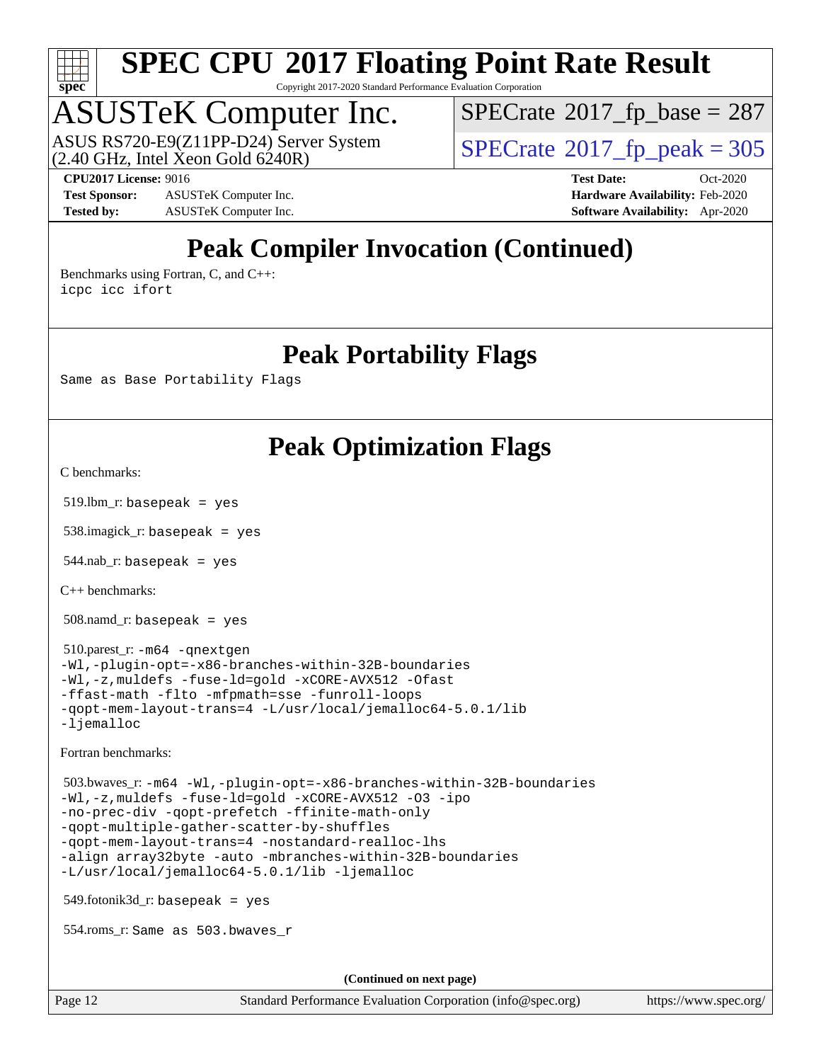# Peak Compiler Invocation (Continued)

Benchmarks using Fortran, C, and C++:
```
icpc icc ifort
```

# Peak Portability Flags

Same as Base Portability Flags

# Peak Optimization Flags

C benchmarks:

519.lbm_r: `basepeak = yes`

538.imagick_r: `basepeak = yes`

544.nab_r: `basepeak = yes`

C++ benchmarks:

508.namd_r: `basepeak = yes`

510.parest_r:
```
-m64 -qnextgen
-Wl,-plugin-opt=-x86-branches-within-32B-boundaries
-Wl,-z,muldefs -fuse-ld=gold -xCORE-AVX512 -Ofast
-ffast-math -flto -mfpmath=sse -funroll-loops
-qopt-mem-layout-trans=4 -L/usr/local/jemalloc64-5.0.1/lib
-ljemalloc
```

Fortran benchmarks:

503.bwaves_r:
```
-m64 -Wl,-plugin-opt=-x86-branches-within-32B-boundaries
-Wl,-z,muldefs -fuse-ld=gold -xCORE-AVX512 -O3 -ipo
-no-prec-div -qopt-prefetch -ffinite-math-only
-qopt-multiple-gather-scatter-by-shuffles
-qopt-mem-layout-trans=4 -nostandard-realloc-lhs
-align array32byte -auto -mbranches-within-32B-boundaries
-L/usr/local/jemalloc64-5.0.1/lib -ljemalloc
```

549.fotonik3d_r: `basepeak = yes`

554.roms_r: `Same as 503.bwaves_r`

(Continued on next page)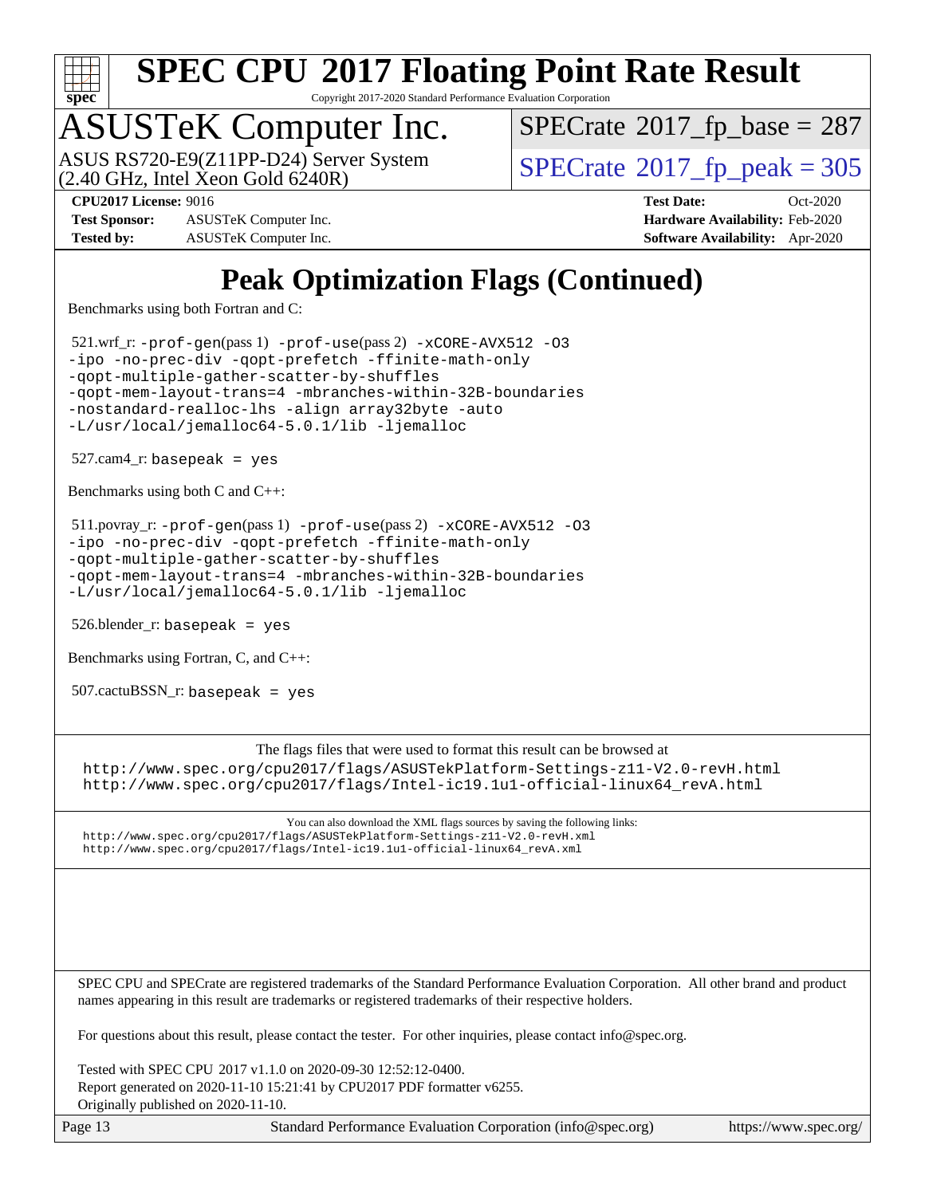# SPEC CPU 2017 Floating Point Rate Result

Copyright 2017-2020 Standard Performance Evaluation Corporation

# ASUSTeK Computer Inc.

ASUS RS720-E9(Z11PP-D24) Server System
(2.40 GHz, Intel Xeon Gold 6240R)

SPECrate 2017_fp_base = 287

SPECrate 2017_fp_peak = 305

**CPU2017 License:** 9016
**Test Sponsor:** ASUSTeK Computer Inc.
**Tested by:** ASUSTeK Computer Inc.

**Test Date:** Oct-2020
**Hardware Availability:** Feb-2020
**Software Availability:** Apr-2020

## Peak Optimization Flags (Continued)

Benchmarks using both Fortran and C:

521.wrf_r: -prof-gen(pass 1) -prof-use(pass 2) -xCORE-AVX512 -O3 -ipo -no-prec-div -qopt-prefetch -ffinite-math-only -qopt-multiple-gather-scatter-by-shuffles -qopt-mem-layout-trans=4 -mbranches-within-32B-boundaries -nostandard-realloc-lhs -align array32byte -auto -L/usr/local/jemalloc64-5.0.1/lib -ljemalloc

527.cam4_r: basepeak = yes

Benchmarks using both C and C++:

511.povray_r: -prof-gen(pass 1) -prof-use(pass 2) -xCORE-AVX512 -O3 -ipo -no-prec-div -qopt-prefetch -ffinite-math-only -qopt-multiple-gather-scatter-by-shuffles -qopt-mem-layout-trans=4 -mbranches-within-32B-boundaries -L/usr/local/jemalloc64-5.0.1/lib -ljemalloc

526.blender_r: basepeak = yes

Benchmarks using Fortran, C, and C++:

507.cactuBSSN_r: basepeak = yes

The flags files that were used to format this result can be browsed at
http://www.spec.org/cpu2017/flags/ASUSTekPlatform-Settings-z11-V2.0-revH.html
http://www.spec.org/cpu2017/flags/Intel-ic19.1u1-official-linux64_revA.html

You can also download the XML flags sources by saving the following links:
http://www.spec.org/cpu2017/flags/ASUSTekPlatform-Settings-z11-V2.0-revH.xml
http://www.spec.org/cpu2017/flags/Intel-ic19.1u1-official-linux64_revA.xml

SPEC CPU and SPECrate are registered trademarks of the Standard Performance Evaluation Corporation. All other brand and product names appearing in this result are trademarks or registered trademarks of their respective holders.

For questions about this result, please contact the tester. For other inquiries, please contact info@spec.org.

Tested with SPEC CPU 2017 v1.1.0 on 2020-09-30 12:52:12-0400.
Report generated on 2020-11-10 15:21:41 by CPU2017 PDF formatter v6255.
Originally published on 2020-11-10.